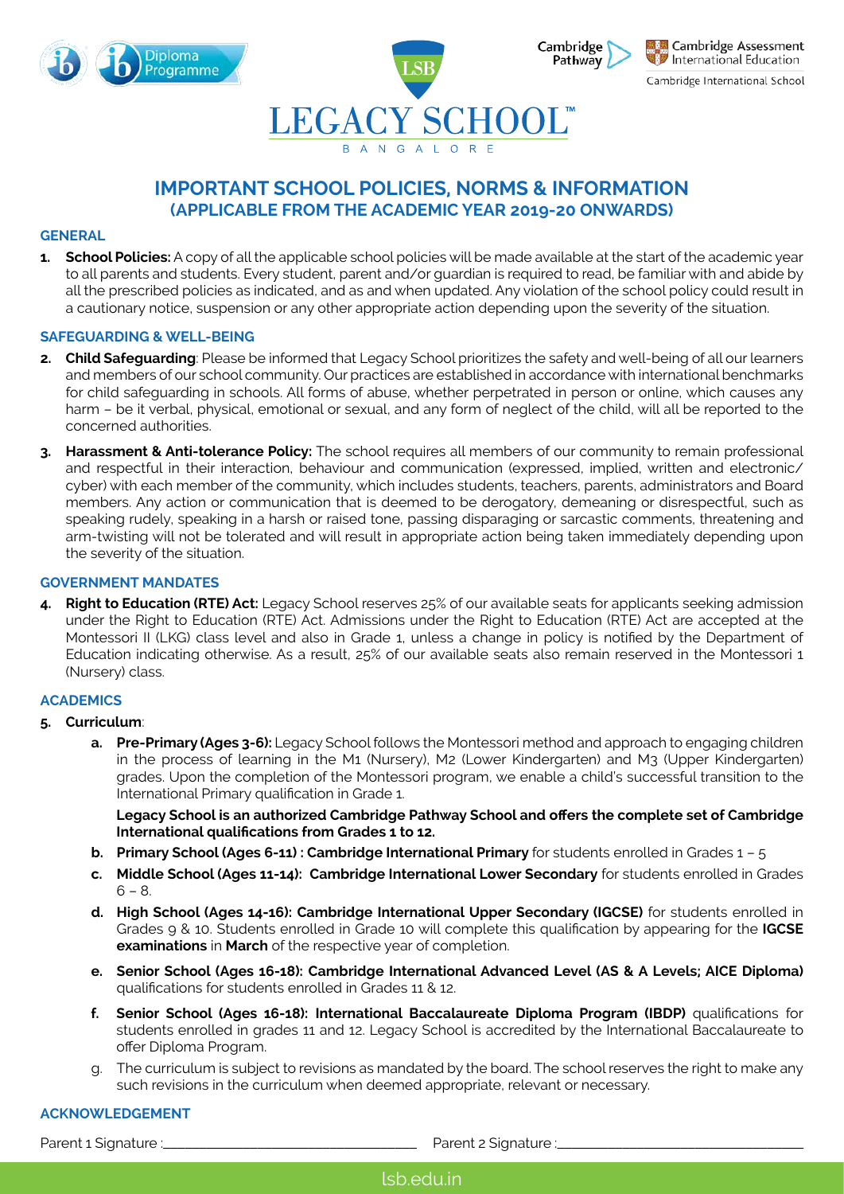LEGACY SCHOOL™

BANGALORE

# IMPORTANT SCHOOL POLICIES, NORMS & INFORMATION
## (APPLICABLE FROM THE ACADEMIC YEAR 2019-20 ONWARDS)

### GENERAL

1. **School Policies:** A copy of all the applicable school policies will be made available at the start of the academic year to all parents and students. Every student, parent and/or guardian is required to read, be familiar with and abide by all the prescribed policies as indicated, and as and when updated. Any violation of the school policy could result in a cautionary notice, suspension or any other appropriate action depending upon the severity of the situation.

### SAFEGUARDING & WELL-BEING

2. **Child Safeguarding**: Please be informed that Legacy School prioritizes the safety and well-being of all our learners and members of our school community. Our practices are established in accordance with international benchmarks for child safeguarding in schools. All forms of abuse, whether perpetrated in person or online, which causes any harm – be it verbal, physical, emotional or sexual, and any form of neglect of the child, will all be reported to the concerned authorities.

3. **Harassment & Anti-tolerance Policy:** The school requires all members of our community to remain professional and respectful in their interaction, behaviour and communication (expressed, implied, written and electronic/cyber) with each member of the community, which includes students, teachers, parents, administrators and Board members. Any action or communication that is deemed to be derogatory, demeaning or disrespectful, such as speaking rudely, speaking in a harsh or raised tone, passing disparaging or sarcastic comments, threatening and arm-twisting will not be tolerated and will result in appropriate action being taken immediately depending upon the severity of the situation.

### GOVERNMENT MANDATES

4. **Right to Education (RTE) Act:** Legacy School reserves 25% of our available seats for applicants seeking admission under the Right to Education (RTE) Act. Admissions under the Right to Education (RTE) Act are accepted at the Montessori II (LKG) class level and also in Grade 1, unless a change in policy is notified by the Department of Education indicating otherwise. As a result, 25% of our available seats also remain reserved in the Montessori 1 (Nursery) class.

### ACADEMICS

5. **Curriculum**:
   a. **Pre-Primary (Ages 3-6):** Legacy School follows the Montessori method and approach to engaging children in the process of learning in the M1 (Nursery), M2 (Lower Kindergarten) and M3 (Upper Kindergarten) grades. Upon the completion of the Montessori program, we enable a child's successful transition to the International Primary qualification in Grade 1.

      **Legacy School is an authorized Cambridge Pathway School and offers the complete set of Cambridge International qualifications from Grades 1 to 12.**

   b. **Primary School (Ages 6-11) : Cambridge International Primary** for students enrolled in Grades 1 – 5
   c. **Middle School (Ages 11-14): Cambridge International Lower Secondary** for students enrolled in Grades 6 – 8.
   d. **High School (Ages 14-16): Cambridge International Upper Secondary (IGCSE)** for students enrolled in Grades 9 & 10. Students enrolled in Grade 10 will complete this qualification by appearing for the **IGCSE examinations** in **March** of the respective year of completion.
   e. **Senior School (Ages 16-18): Cambridge International Advanced Level (AS & A Levels; AICE Diploma)** qualifications for students enrolled in Grades 11 & 12.
   f. **Senior School (Ages 16-18): International Baccalaureate Diploma Program (IBDP)** qualifications for students enrolled in grades 11 and 12. Legacy School is accredited by the International Baccalaureate to offer Diploma Program.
   g. The curriculum is subject to revisions as mandated by the board. The school reserves the right to make any such revisions in the curriculum when deemed appropriate, relevant or necessary.

### ACKNOWLEDGEMENT

Parent 1 Signature :\_\_\_\_\_\_\_\_\_\_\_\_\_\_\_\_\_\_ Parent 2 Signature :\_\_\_\_\_\_\_\_\_\_\_\_\_\_\_\_\_\_

lsb.edu.in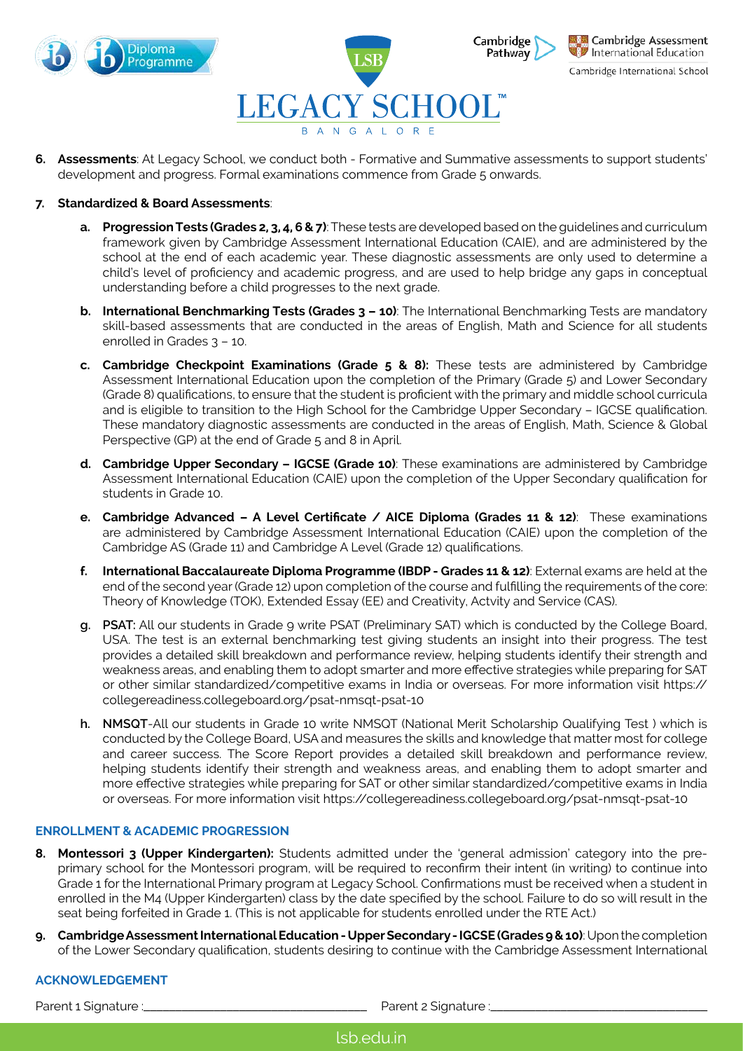6. **Assessments**: At Legacy School, we conduct both - Formative and Summative assessments to support students' development and progress. Formal examinations commence from Grade 5 onwards.

7. **Standardized & Board Assessments**:

   a. **Progression Tests (Grades 2, 3, 4, 6 & 7)**: These tests are developed based on the guidelines and curriculum framework given by Cambridge Assessment International Education (CAIE), and are administered by the school at the end of each academic year. These diagnostic assessments are only used to determine a child's level of proficiency and academic progress, and are used to help bridge any gaps in conceptual understanding before a child progresses to the next grade.

   b. **International Benchmarking Tests (Grades 3 – 10)**: The International Benchmarking Tests are mandatory skill-based assessments that are conducted in the areas of English, Math and Science for all students enrolled in Grades 3 – 10.

   c. **Cambridge Checkpoint Examinations (Grade 5 & 8):** These tests are administered by Cambridge Assessment International Education upon the completion of the Primary (Grade 5) and Lower Secondary (Grade 8) qualifications, to ensure that the student is proficient with the primary and middle school curricula and is eligible to transition to the High School for the Cambridge Upper Secondary – IGCSE qualification. These mandatory diagnostic assessments are conducted in the areas of English, Math, Science & Global Perspective (GP) at the end of Grade 5 and 8 in April.

   d. **Cambridge Upper Secondary – IGCSE (Grade 10)**: These examinations are administered by Cambridge Assessment International Education (CAIE) upon the completion of the Upper Secondary qualification for students in Grade 10.

   e. **Cambridge Advanced – A Level Certificate / AICE Diploma (Grades 11 & 12)**: These examinations are administered by Cambridge Assessment International Education (CAIE) upon the completion of the Cambridge AS (Grade 11) and Cambridge A Level (Grade 12) qualifications.

   f. **International Baccalaureate Diploma Programme (IBDP - Grades 11 & 12)**: External exams are held at the end of the second year (Grade 12) upon completion of the course and fulfilling the requirements of the core: Theory of Knowledge (TOK), Extended Essay (EE) and Creativity, Actvity and Service (CAS).

   g. **PSAT:** All our students in Grade 9 write PSAT (Preliminary SAT) which is conducted by the College Board, USA. The test is an external benchmarking test giving students an insight into their progress. The test provides a detailed skill breakdown and performance review, helping students identify their strength and weakness areas, and enabling them to adopt smarter and more effective strategies while preparing for SAT or other similar standardized/competitive exams in India or overseas. For more information visit https://collegereadiness.collegeboard.org/psat-nmsqt-psat-10

   h. **NMSQT**-All our students in Grade 10 write NMSQT (National Merit Scholarship Qualifying Test ) which is conducted by the College Board, USA and measures the skills and knowledge that matter most for college and career success. The Score Report provides a detailed skill breakdown and performance review, helping students identify their strength and weakness areas, and enabling them to adopt smarter and more effective strategies while preparing for SAT or other similar standardized/competitive exams in India or overseas. For more information visit https://collegereadiness.collegeboard.org/psat-nmsqt-psat-10

## ENROLLMENT & ACADEMIC PROGRESSION

8. **Montessori 3 (Upper Kindergarten):** Students admitted under the 'general admission' category into the pre-primary school for the Montessori program, will be required to reconfirm their intent (in writing) to continue into Grade 1 for the International Primary program at Legacy School. Confirmations must be received when a student in enrolled in the M4 (Upper Kindergarten) class by the date specified by the school. Failure to do so will result in the seat being forfeited in Grade 1. (This is not applicable for students enrolled under the RTE Act.)

9. **Cambridge Assessment International Education - Upper Secondary - IGCSE (Grades 9 & 10)**: Upon the completion of the Lower Secondary qualification, students desiring to continue with the Cambridge Assessment International

## ACKNOWLEDGEMENT

Parent 1 Signature :\_\_\_\_\_\_\_\_\_\_\_\_\_\_\_\_\_\_\_\_ Parent 2 Signature :\_\_\_\_\_\_\_\_\_\_\_\_\_\_\_\_\_\_\_\_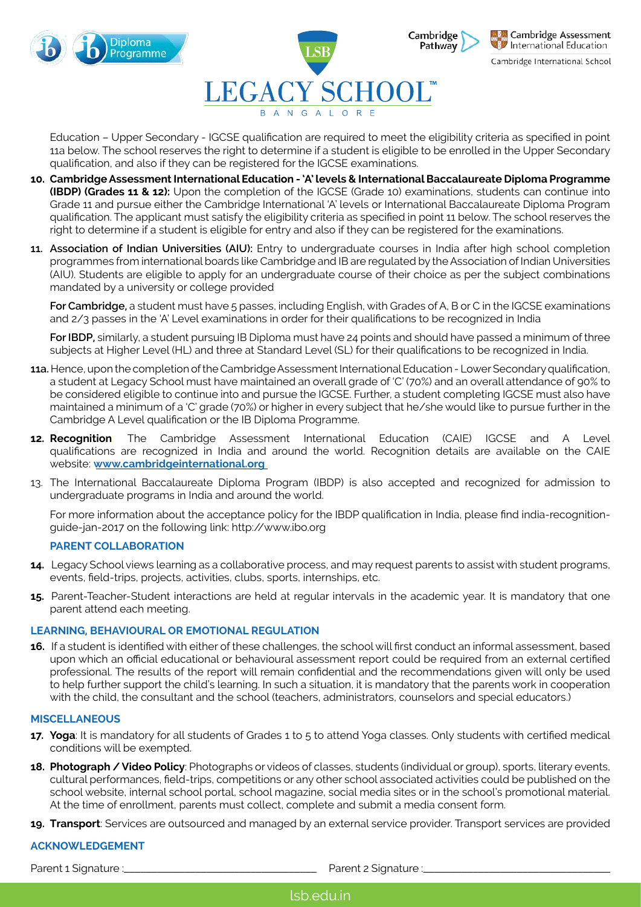Education – Upper Secondary - IGCSE qualification are required to meet the eligibility criteria as specified in point 11a below. The school reserves the right to determine if a student is eligible to be enrolled in the Upper Secondary qualification, and also if they can be registered for the IGCSE examinations.

10. **Cambridge Assessment International Education - 'A' levels & International Baccalaureate Diploma Programme (IBDP) (Grades 11 & 12):** Upon the completion of the IGCSE (Grade 10) examinations, students can continue into Grade 11 and pursue either the Cambridge International 'A' levels or International Baccalaureate Diploma Program qualification. The applicant must satisfy the eligibility criteria as specified in point 11 below. The school reserves the right to determine if a student is eligible for entry and also if they can be registered for the examinations.

11. **Association of Indian Universities (AIU):** Entry to undergraduate courses in India after high school completion programmes from international boards like Cambridge and IB are regulated by the Association of Indian Universities (AIU). Students are eligible to apply for an undergraduate course of their choice as per the subject combinations mandated by a university or college provided

    **For Cambridge,** a student must have 5 passes, including English, with Grades of A, B or C in the IGCSE examinations and 2/3 passes in the 'A' Level examinations in order for their qualifications to be recognized in India

    **For IBDP,** similarly, a student pursuing IB Diploma must have 24 points and should have passed a minimum of three subjects at Higher Level (HL) and three at Standard Level (SL) for their qualifications to be recognized in India.

**11a.** Hence, upon the completion of the Cambridge Assessment International Education - Lower Secondary qualification, a student at Legacy School must have maintained an overall grade of 'C' (70%) and an overall attendance of 90% to be considered eligible to continue into and pursue the IGCSE. Further, a student completing IGCSE must also have maintained a minimum of a 'C' grade (70%) or higher in every subject that he/she would like to pursue further in the Cambridge A Level qualification or the IB Diploma Programme.

12. **Recognition**: The Cambridge Assessment International Education (CAIE) IGCSE and A Level qualifications are recognized in India and around the world. Recognition details are available on the CAIE website: **www.cambridgeinternational.org**

13. The International Baccalaureate Diploma Program (IBDP) is also accepted and recognized for admission to undergraduate programs in India and around the world.

    For more information about the acceptance policy for the IBDP qualification in India, please find india-recognition-guide-jan-2017 on the following link: http://www.ibo.org

### PARENT COLLABORATION

14. Legacy School views learning as a collaborative process, and may request parents to assist with student programs, events, field-trips, projects, activities, clubs, sports, internships, etc.

15. Parent-Teacher-Student interactions are held at regular intervals in the academic year. It is mandatory that one parent attend each meeting.

### LEARNING, BEHAVIOURAL OR EMOTIONAL REGULATION

16. If a student is identified with either of these challenges, the school will first conduct an informal assessment, based upon which an official educational or behavioural assessment report could be required from an external certified professional. The results of the report will remain confidential and the recommendations given will only be used to help further support the child's learning. In such a situation, it is mandatory that the parents work in cooperation with the child, the consultant and the school (teachers, administrators, counselors and special educators.)

### MISCELLANEOUS

17. **Yoga**: It is mandatory for all students of Grades 1 to 5 to attend Yoga classes. Only students with certified medical conditions will be exempted.

18. **Photograph / Video Policy**: Photographs or videos of classes, students (individual or group), sports, literary events, cultural performances, field-trips, competitions or any other school associated activities could be published on the school website, internal school portal, school magazine, social media sites or in the school's promotional material. At the time of enrollment, parents must collect, complete and submit a media consent form.

19. **Transport**: Services are outsourced and managed by an external service provider. Transport services are provided

### ACKNOWLEDGEMENT

Parent 1 Signature :\_\_\_\_\_\_\_\_\_\_\_\_\_\_\_\_\_\_\_\_ Parent 2 Signature :\_\_\_\_\_\_\_\_\_\_\_\_\_\_\_\_\_\_\_\_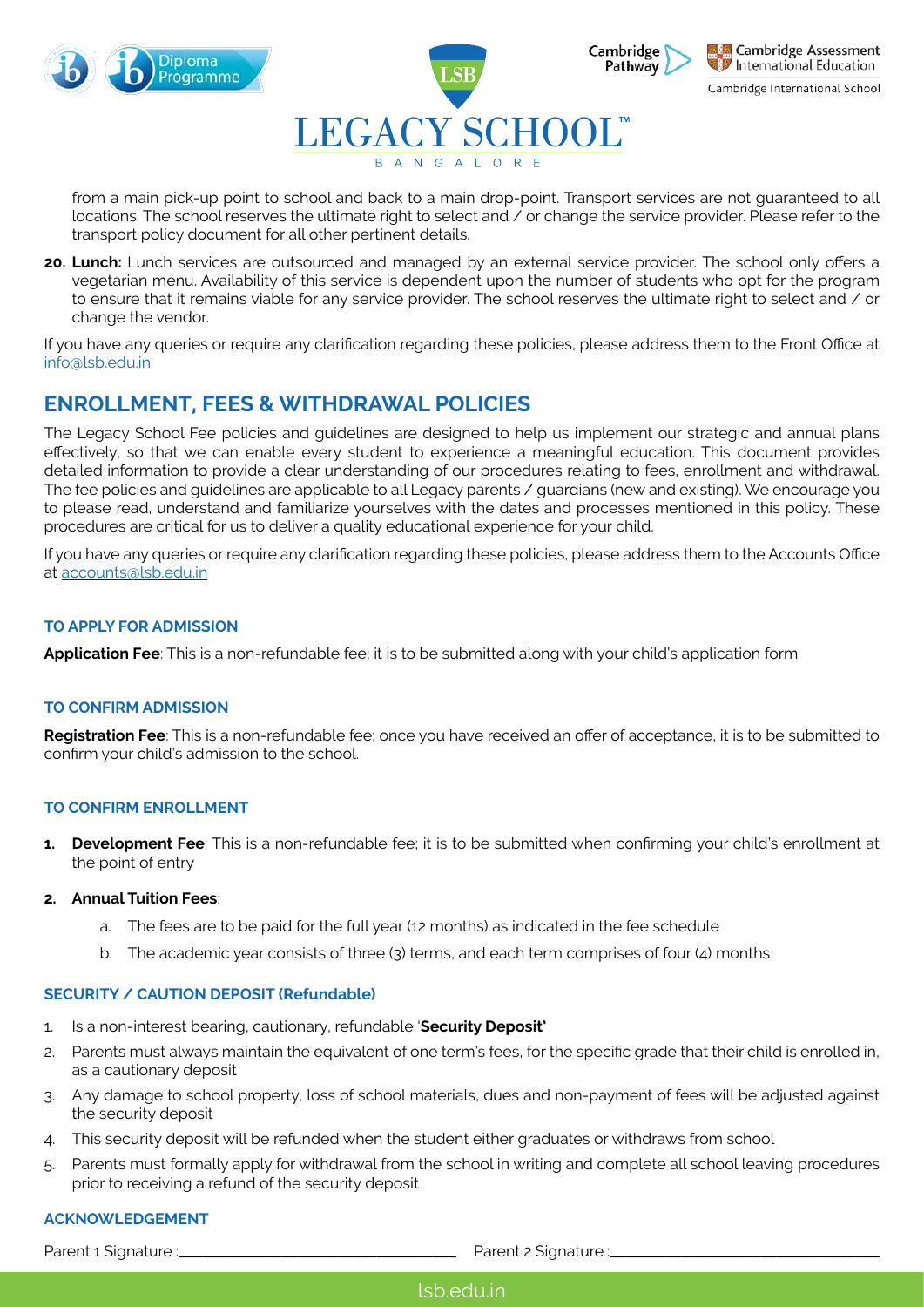from a main pick-up point to school and back to a main drop-point. Transport services are not guaranteed to all locations. The school reserves the ultimate right to select and / or change the service provider. Please refer to the transport policy document for all other pertinent details.

20. **Lunch:** Lunch services are outsourced and managed by an external service provider. The school only offers a vegetarian menu. Availability of this service is dependent upon the number of students who opt for the program to ensure that it remains viable for any service provider. The school reserves the ultimate right to select and / or change the vendor.

If you have any queries or require any clarification regarding these policies, please address them to the Front Office at info@lsb.edu.in

## ENROLLMENT, FEES & WITHDRAWAL POLICIES

The Legacy School Fee policies and guidelines are designed to help us implement our strategic and annual plans effectively, so that we can enable every student to experience a meaningful education. This document provides detailed information to provide a clear understanding of our procedures relating to fees, enrollment and withdrawal. The fee policies and guidelines are applicable to all Legacy parents / guardians (new and existing). We encourage you to please read, understand and familiarize yourselves with the dates and processes mentioned in this policy. These procedures are critical for us to deliver a quality educational experience for your child.

If you have any queries or require any clarification regarding these policies, please address them to the Accounts Office at accounts@lsb.edu.in

### TO APPLY FOR ADMISSION

**Application Fee**: This is a non-refundable fee; it is to be submitted along with your child's application form

### TO CONFIRM ADMISSION

**Registration Fee**: This is a non-refundable fee; once you have received an offer of acceptance, it is to be submitted to confirm your child's admission to the school.

### TO CONFIRM ENROLLMENT

1. **Development Fee**: This is a non-refundable fee; it is to be submitted when confirming your child's enrollment at the point of entry
2. **Annual Tuition Fees**:
   a. The fees are to be paid for the full year (12 months) as indicated in the fee schedule
   b. The academic year consists of three (3) terms, and each term comprises of four (4) months

### SECURITY / CAUTION DEPOSIT (Refundable)

1. Is a non-interest bearing, cautionary, refundable '**Security Deposit'**
2. Parents must always maintain the equivalent of one term's fees, for the specific grade that their child is enrolled in, as a cautionary deposit
3. Any damage to school property, loss of school materials, dues and non-payment of fees will be adjusted against the security deposit
4. This security deposit will be refunded when the student either graduates or withdraws from school
5. Parents must formally apply for withdrawal from the school in writing and complete all school leaving procedures prior to receiving a refund of the security deposit

### ACKNOWLEDGEMENT

Parent 1 Signature :\_\_\_\_\_\_\_\_\_\_\_\_\_\_\_\_\_\_\_\_\_\_\_\_\_\_\_\_\_\_ Parent 2 Signature :\_\_\_\_\_\_\_\_\_\_\_\_\_\_\_\_\_\_\_\_\_\_\_\_\_\_\_\_\_\_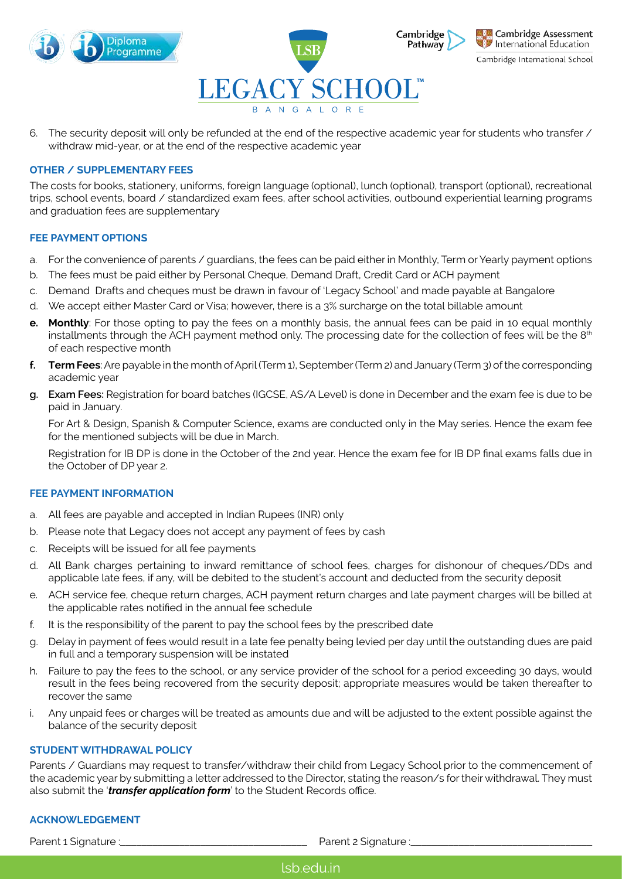6. The security deposit will only be refunded at the end of the respective academic year for students who transfer / withdraw mid-year, or at the end of the respective academic year

**OTHER / SUPPLEMENTARY FEES**

The costs for books, stationery, uniforms, foreign language (optional), lunch (optional), transport (optional), recreational trips, school events, board / standardized exam fees, after school activities, outbound experiential learning programs and graduation fees are supplementary

**FEE PAYMENT OPTIONS**

a. For the convenience of parents / guardians, the fees can be paid either in Monthly, Term or Yearly payment options
b. The fees must be paid either by Personal Cheque, Demand Draft, Credit Card or ACH payment
c. Demand Drafts and cheques must be drawn in favour of 'Legacy School' and made payable at Bangalore
d. We accept either Master Card or Visa; however, there is a 3% surcharge on the total billable amount
e. **Monthly**: For those opting to pay the fees on a monthly basis, the annual fees can be paid in 10 equal monthly installments through the ACH payment method only. The processing date for the collection of fees will be the 8th of each respective month
f. **Term Fees**: Are payable in the month of April (Term 1), September (Term 2) and January (Term 3) of the corresponding academic year
g. **Exam Fees:** Registration for board batches (IGCSE, AS/A Level) is done in December and the exam fee is due to be paid in January.

   For Art & Design, Spanish & Computer Science, exams are conducted only in the May series. Hence the exam fee for the mentioned subjects will be due in March.

   Registration for IB DP is done in the October of the 2nd year. Hence the exam fee for IB DP final exams falls due in the October of DP year 2.

**FEE PAYMENT INFORMATION**

a. All fees are payable and accepted in Indian Rupees (INR) only
b. Please note that Legacy does not accept any payment of fees by cash
c. Receipts will be issued for all fee payments
d. All Bank charges pertaining to inward remittance of school fees, charges for dishonour of cheques/DDs and applicable late fees, if any, will be debited to the student's account and deducted from the security deposit
e. ACH service fee, cheque return charges, ACH payment return charges and late payment charges will be billed at the applicable rates notified in the annual fee schedule
f. It is the responsibility of the parent to pay the school fees by the prescribed date
g. Delay in payment of fees would result in a late fee penalty being levied per day until the outstanding dues are paid in full and a temporary suspension will be instated
h. Failure to pay the fees to the school, or any service provider of the school for a period exceeding 30 days, would result in the fees being recovered from the security deposit; appropriate measures would be taken thereafter to recover the same
i. Any unpaid fees or charges will be treated as amounts due and will be adjusted to the extent possible against the balance of the security deposit

**STUDENT WITHDRAWAL POLICY**

Parents / Guardians may request to transfer/withdraw their child from Legacy School prior to the commencement of the academic year by submitting a letter addressed to the Director, stating the reason/s for their withdrawal. They must also submit the '***transfer application form***' to the Student Records office.

**ACKNOWLEDGEMENT**

Parent 1 Signature :\_\_\_\_\_\_\_\_\_\_\_\_\_\_\_\_\_\_\_\_\_\_ Parent 2 Signature :\_\_\_\_\_\_\_\_\_\_\_\_\_\_\_\_\_\_\_\_\_\_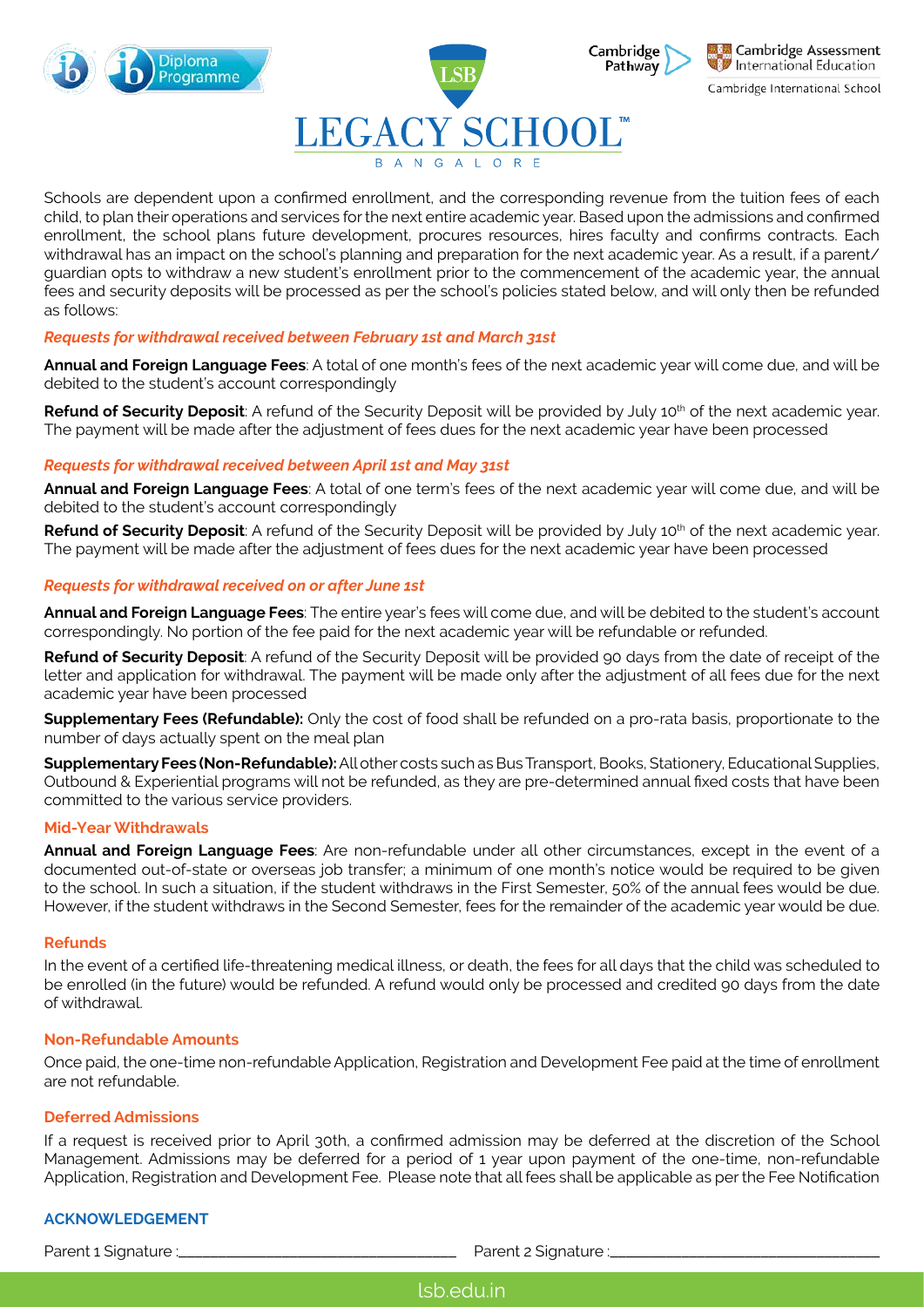# LEGACY SCHOOL™

BANGALORE

Schools are dependent upon a confirmed enrollment, and the corresponding revenue from the tuition fees of each child, to plan their operations and services for the next entire academic year. Based upon the admissions and confirmed enrollment, the school plans future development, procures resources, hires faculty and confirms contracts. Each withdrawal has an impact on the school's planning and preparation for the next academic year. As a result, if a parent/ guardian opts to withdraw a new student's enrollment prior to the commencement of the academic year, the annual fees and security deposits will be processed as per the school's policies stated below, and will only then be refunded as follows:

***Requests for withdrawal received between February 1st and March 31st***

**Annual and Foreign Language Fees**: A total of one month's fees of the next academic year will come due, and will be debited to the student's account correspondingly

**Refund of Security Deposit**: A refund of the Security Deposit will be provided by July 10th of the next academic year. The payment will be made after the adjustment of fees dues for the next academic year have been processed

***Requests for withdrawal received between April 1st and May 31st***

**Annual and Foreign Language Fees**: A total of one term's fees of the next academic year will come due, and will be debited to the student's account correspondingly

**Refund of Security Deposit**: A refund of the Security Deposit will be provided by July 10th of the next academic year. The payment will be made after the adjustment of fees dues for the next academic year have been processed

***Requests for withdrawal received on or after June 1st***

**Annual and Foreign Language Fees**: The entire year's fees will come due, and will be debited to the student's account correspondingly. No portion of the fee paid for the next academic year will be refundable or refunded.

**Refund of Security Deposit**: A refund of the Security Deposit will be provided 90 days from the date of receipt of the letter and application for withdrawal. The payment will be made only after the adjustment of all fees due for the next academic year have been processed

**Supplementary Fees (Refundable):** Only the cost of food shall be refunded on a pro-rata basis, proportionate to the number of days actually spent on the meal plan

**Supplementary Fees (Non-Refundable):** All other costs such as Bus Transport, Books, Stationery, Educational Supplies, Outbound & Experiential programs will not be refunded, as they are pre-determined annual fixed costs that have been committed to the various service providers.

## Mid-Year Withdrawals

**Annual and Foreign Language Fees**: Are non-refundable under all other circumstances, except in the event of a documented out-of-state or overseas job transfer; a minimum of one month's notice would be required to be given to the school. In such a situation, if the student withdraws in the First Semester, 50% of the annual fees would be due. However, if the student withdraws in the Second Semester, fees for the remainder of the academic year would be due.

## Refunds

In the event of a certified life-threatening medical illness, or death, the fees for all days that the child was scheduled to be enrolled (in the future) would be refunded. A refund would only be processed and credited 90 days from the date of withdrawal.

## Non-Refundable Amounts

Once paid, the one-time non-refundable Application, Registration and Development Fee paid at the time of enrollment are not refundable.

## Deferred Admissions

If a request is received prior to April 30th, a confirmed admission may be deferred at the discretion of the School Management. Admissions may be deferred for a period of 1 year upon payment of the one-time, non-refundable Application, Registration and Development Fee. Please note that all fees shall be applicable as per the Fee Notification

## ACKNOWLEDGEMENT

Parent 1 Signature :\_\_\_\_\_\_\_\_\_\_\_\_\_\_\_\_\_\_\_\_\_\_\_\_\_\_\_\_ Parent 2 Signature :\_\_\_\_\_\_\_\_\_\_\_\_\_\_\_\_\_\_\_\_\_\_\_\_\_\_\_\_

lsb.edu.in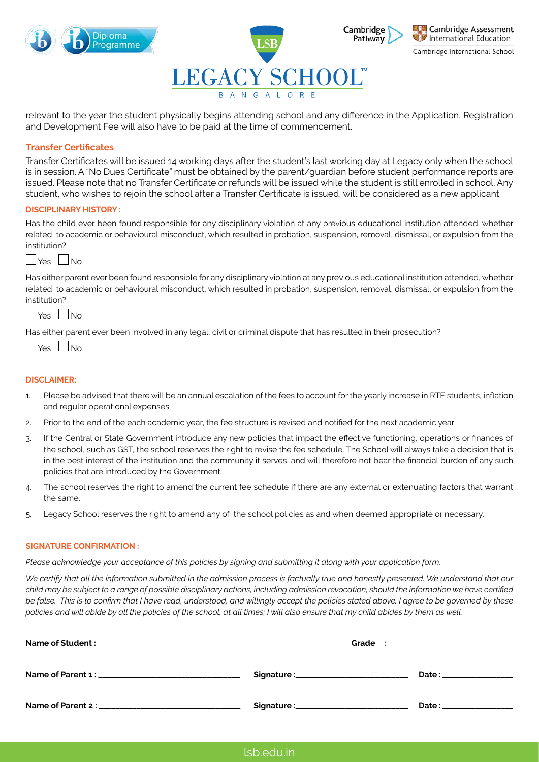relevant to the year the student physically begins attending school and any difference in the Application, Registration and Development Fee will also have to be paid at the time of commencement.

### Transfer Certificates

Transfer Certificates will be issued 14 working days after the student's last working day at Legacy only when the school is in session. A "No Dues Certificate" must be obtained by the parent/guardian before student performance reports are issued. Please note that no Transfer Certificate or refunds will be issued while the student is still enrolled in school. Any student, who wishes to rejoin the school after a Transfer Certificate is issued, will be considered as a new applicant.

#### DISCIPLINARY HISTORY :

Has the child ever been found responsible for any disciplinary violation at any previous educational institution attended, whether related to academic or behavioural misconduct, which resulted in probation, suspension, removal, dismissal, or expulsion from the institution?

☐ Yes ☐ No

Has either parent ever been found responsible for any disciplinary violation at any previous educational institution attended, whether related to academic or behavioural misconduct, which resulted in probation, suspension, removal, dismissal, or expulsion from the institution?

☐ Yes ☐ No

Has either parent ever been involved in any legal, civil or criminal dispute that has resulted in their prosecution?

☐ Yes ☐ No

#### DISCLAIMER:

1. Please be advised that there will be an annual escalation of the fees to account for the yearly increase in RTE students, inflation and regular operational expenses
2. Prior to the end of the each academic year, the fee structure is revised and notified for the next academic year
3. If the Central or State Government introduce any new policies that impact the effective functioning, operations or finances of the school, such as GST, the school reserves the right to revise the fee schedule. The School will always take a decision that is in the best interest of the institution and the community it serves, and will therefore not bear the financial burden of any such policies that are introduced by the Government.
4. The school reserves the right to amend the current fee schedule if there are any external or extenuating factors that warrant the same.
5. Legacy School reserves the right to amend any of the school policies as and when deemed appropriate or necessary.

#### SIGNATURE CONFIRMATION :

*Please acknowledge your acceptance of this policies by signing and submitting it along with your application form.*

*We certify that all the information submitted in the admission process is factually true and honestly presented. We understand that our child may be subject to a range of possible disciplinary actions, including admission revocation, should the information we have certified be false. This is to confirm that I have read, understood, and willingly accept the policies stated above. I agree to be governed by these policies and will abide by all the policies of the school, at all times; I will also ensure that my child abides by them as well.*

**Name of Student :** ____________________ **Grade :** ____________________

**Name of Parent 1 :** ____________________ **Signature :** ____________________ **Date :** ____________

**Name of Parent 2 :** ____________________ **Signature :** ____________________ **Date :** ____________